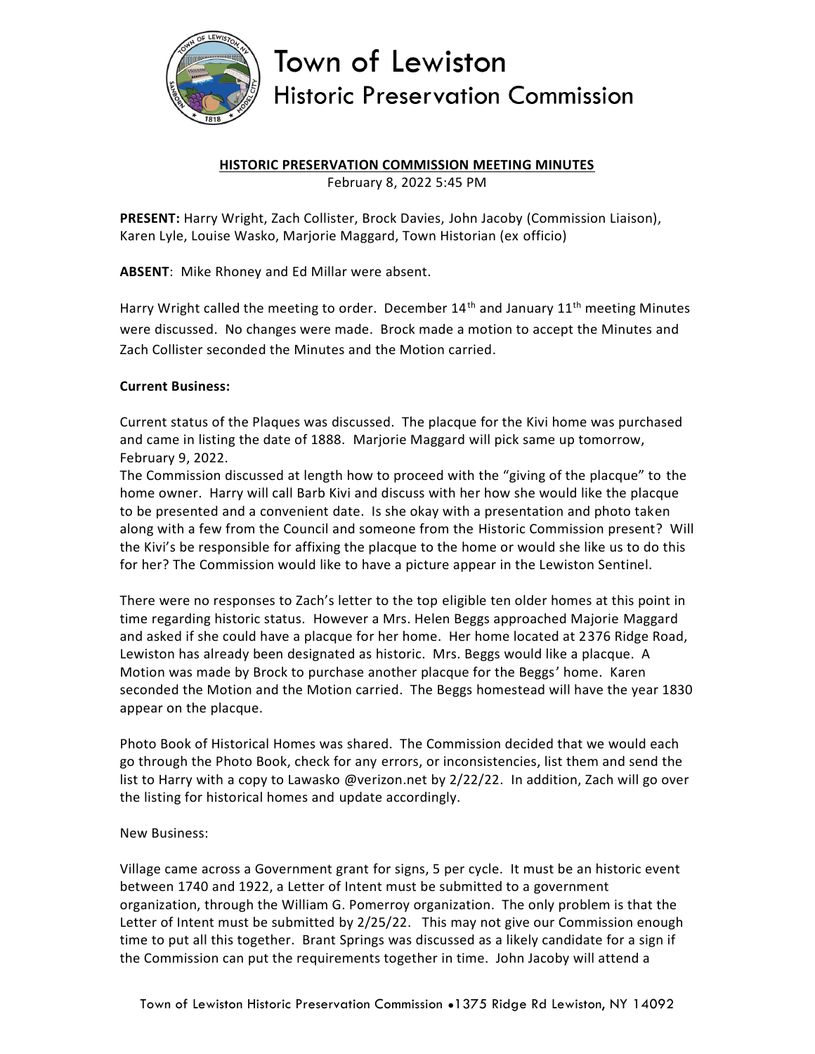# Town of Lewiston
## Historic Preservation Commission

**HISTORIC PRESERVATION COMMISSION MEETING MINUTES**

February 8, 2022 5:45 PM

**PRESENT:** Harry Wright, Zach Collister, Brock Davies, John Jacoby (Commission Liaison), Karen Lyle, Louise Wasko, Marjorie Maggard, Town Historian (ex officio)

**ABSENT**: Mike Rhoney and Ed Millar were absent.

Harry Wright called the meeting to order. December 14th and January 11th meeting Minutes were discussed. No changes were made. Brock made a motion to accept the Minutes and Zach Collister seconded the Minutes and the Motion carried.

**Current Business:**

Current status of the Plaques was discussed. The placque for the Kivi home was purchased and came in listing the date of 1888. Marjorie Maggard will pick same up tomorrow, February 9, 2022.
The Commission discussed at length how to proceed with the "giving of the placque" to the home owner. Harry will call Barb Kivi and discuss with her how she would like the placque to be presented and a convenient date. Is she okay with a presentation and photo taken along with a few from the Council and someone from the Historic Commission present? Will the Kivi's be responsible for affixing the placque to the home or would she like us to do this for her? The Commission would like to have a picture appear in the Lewiston Sentinel.

There were no responses to Zach's letter to the top eligible ten older homes at this point in time regarding historic status. However a Mrs. Helen Beggs approached Majorie Maggard and asked if she could have a placque for her home. Her home located at 2376 Ridge Road, Lewiston has already been designated as historic. Mrs. Beggs would like a placque. A Motion was made by Brock to purchase another placque for the Beggs' home. Karen seconded the Motion and the Motion carried. The Beggs homestead will have the year 1830 appear on the placque.

Photo Book of Historical Homes was shared. The Commission decided that we would each go through the Photo Book, check for any errors, or inconsistencies, list them and send the list to Harry with a copy to Lawasko @verizon.net by 2/22/22. In addition, Zach will go over the listing for historical homes and update accordingly.

New Business:

Village came across a Government grant for signs, 5 per cycle. It must be an historic event between 1740 and 1922, a Letter of Intent must be submitted to a government organization, through the William G. Pomerroy organization. The only problem is that the Letter of Intent must be submitted by 2/25/22. This may not give our Commission enough time to put all this together. Brant Springs was discussed as a likely candidate for a sign if the Commission can put the requirements together in time. John Jacoby will attend a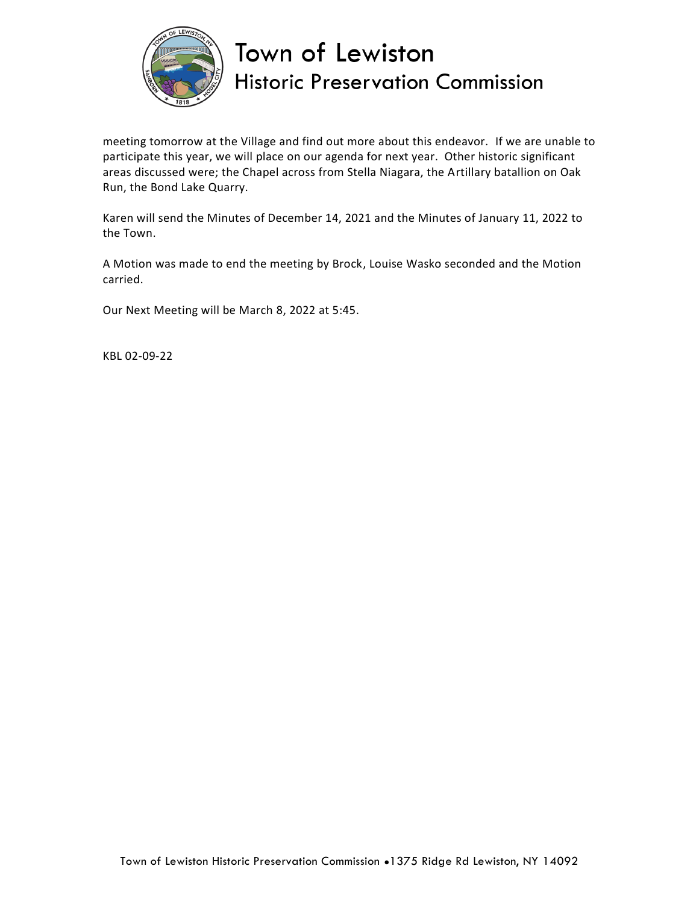meeting tomorrow at the Village and find out more about this endeavor. If we are unable to participate this year, we will place on our agenda for next year. Other historic significant areas discussed were; the Chapel across from Stella Niagara, the Artillary batallion on Oak Run, the Bond Lake Quarry.

Karen will send the Minutes of December 14, 2021 and the Minutes of January 11, 2022 to the Town.

A Motion was made to end the meeting by Brock, Louise Wasko seconded and the Motion carried.

Our Next Meeting will be March 8, 2022 at 5:45.

KBL 02-09-22